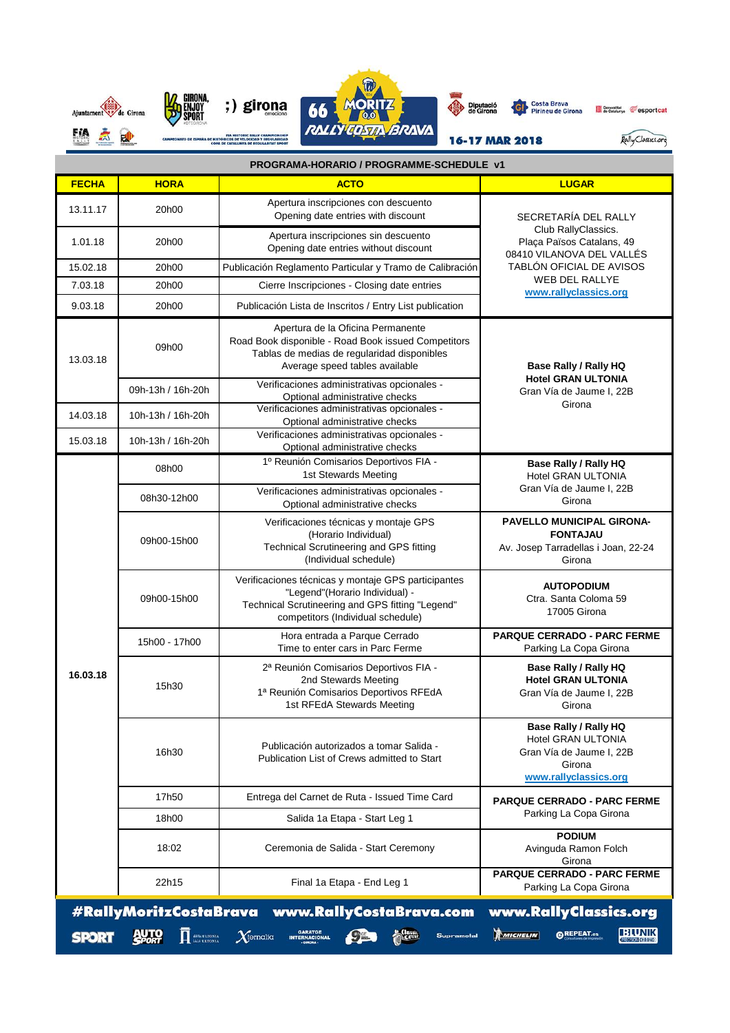66 MORITZ 0,0 RALLY COSTA BRAVA

16-17 MAR 2018

## PROGRAMA-HORARIO / PROGRAMME-SCHEDULE v1

| FECHA | HORA | ACTO | LUGAR |
|---|---|---|---|
| 13.11.17 | 20h00 | Apertura inscripciones con descuento<br>Opening date entries with discount | SECRETARÍA DEL RALLY<br>Club RallyClassics.<br>Plaça Països Catalans, 49<br>08410 VILANOVA DEL VALLÉS<br>TABLÓN OFICIAL DE AVISOS<br>WEB DEL RALLYE<br>www.rallyclassics.org |
| 1.01.18 | 20h00 | Apertura inscripciones sin descuento<br>Opening date entries without discount | |
| 15.02.18 | 20h00 | Publicación Reglamento Particular y Tramo de Calibración | |
| 7.03.18 | 20h00 | Cierre Inscripciones - Closing date entries | |
| 9.03.18 | 20h00 | Publicación Lista de Inscritos / Entry List publication | |
| 13.03.18 | 09h00 | Apertura de la Oficina Permanente<br>Road Book disponible - Road Book issued Competitors<br>Tablas de medias de regularidad disponibles<br>Average speed tables available | **Base Rally / Rally HQ**<br>**Hotel GRAN ULTONIA**<br>Gran Vía de Jaume I, 22B<br>Girona |
| | 09h-13h / 16h-20h | Verificaciones administrativas opcionales -<br>Optional administrative checks | |
| 14.03.18 | 10h-13h / 16h-20h | Verificaciones administrativas opcionales -<br>Optional administrative checks | |
| 15.03.18 | 10h-13h / 16h-20h | Verificaciones administrativas opcionales -<br>Optional administrative checks | |
| **16.03.18** | 08h00 | 1º Reunión Comisarios Deportivos FIA -<br>1st Stewards Meeting | **Base Rally / Rally HQ**<br>Hotel GRAN ULTONIA<br>Gran Vía de Jaume I, 22B<br>Girona |
| | 08h30-12h00 | Verificaciones administrativas opcionales -<br>Optional administrative checks | |
| | 09h00-15h00 | Verificaciones técnicas y montaje GPS<br>(Horario Individual)<br>Technical Scrutineering and GPS fitting<br>(Individual schedule) | **PAVELLO MUNICIPAL GIRONA-FONTAJAU**<br>Av. Josep Tarradellas i Joan, 22-24<br>Girona |
| | 09h00-15h00 | Verificaciones técnicas y montaje GPS participantes "Legend"(Horario Individual) -<br>Technical Scrutineering and GPS fitting "Legend" competitors (Individual schedule) | **AUTOPODIUM**<br>Ctra. Santa Coloma 59<br>17005 Girona |
| | 15h00 - 17h00 | Hora entrada a Parque Cerrado<br>Time to enter cars in Parc Ferme | **PARQUE CERRADO - PARC FERME**<br>Parking La Copa Girona |
| | 15h30 | 2ª Reunión Comisarios Deportivos FIA -<br>2nd Stewards Meeting<br>1ª Reunión Comisarios Deportivos RFEdA<br>1st RFEdA Stewards Meeting | **Base Rally / Rally HQ**<br>**Hotel GRAN ULTONIA**<br>Gran Vía de Jaume I, 22B<br>Girona |
| | 16h30 | Publicación autorizados a tomar Salida -<br>Publication List of Crews admitted to Start | **Base Rally / Rally HQ**<br>Hotel GRAN ULTONIA<br>Gran Vía de Jaume I, 22B<br>Girona<br>www.rallyclassics.org |
| | 17h50 | Entrega del Carnet de Ruta - Issued Time Card | **PARQUE CERRADO - PARC FERME**<br>Parking La Copa Girona |
| | 18h00 | Salida 1a Etapa - Start Leg 1 | |
| | 18:02 | Ceremonia de Salida - Start Ceremony | **PODIUM**<br>Avinguda Ramon Folch<br>Girona |
| | 22h15 | Final 1a Etapa - End Leg 1 | **PARQUE CERRADO - PARC FERME**<br>Parking La Copa Girona |

#RallyMoritzCostaBrava www.RallyCostaBrava.com www.RallyClassics.org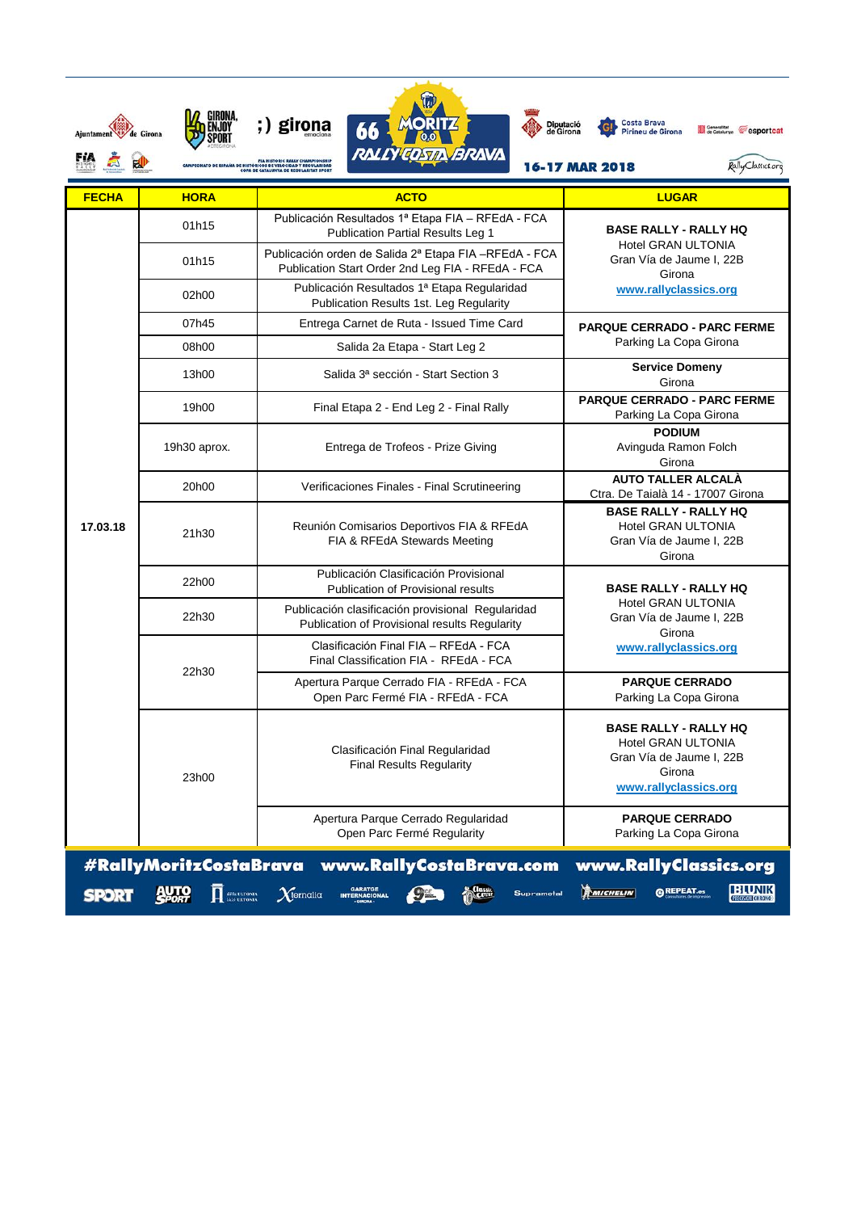66 MORITZ RALLY COSTA BRAVA

16-17 MAR 2018

| FECHA | HORA | ACTO | LUGAR |
|---|---|---|---|
| 17.03.18 | 01h15 | Publicación Resultados 1ª Etapa FIA – RFEdA - FCA<br>Publication Partial Results Leg 1 | **BASE RALLY - RALLY HQ**<br>Hotel GRAN ULTONIA<br>Gran Vía de Jaume I, 22B<br>Girona<br>www.rallyclassics.org |
| | 01h15 | Publicación orden de Salida 2ª Etapa FIA –RFEdA - FCA<br>Publication Start Order 2nd Leg FIA - RFEdA - FCA | |
| | 02h00 | Publicación Resultados 1ª Etapa Regularidad<br>Publication Results 1st. Leg Regularity | |
| | 07h45 | Entrega Carnet de Ruta - Issued Time Card | **PARQUE CERRADO - PARC FERME**<br>Parking La Copa Girona |
| | 08h00 | Salida 2a Etapa - Start Leg 2 | |
| | 13h00 | Salida 3ª sección - Start Section 3 | **Service Domeny**<br>Girona |
| | 19h00 | Final Etapa 2 - End Leg 2 - Final Rally | **PARQUE CERRADO - PARC FERME**<br>Parking La Copa Girona |
| | 19h30 aprox. | Entrega de Trofeos - Prize Giving | **PODIUM**<br>Avinguda Ramon Folch<br>Girona |
| | 20h00 | Verificaciones Finales - Final Scrutineering | **AUTO TALLER ALCALÀ**<br>Ctra. De Taialà 14 - 17007 Girona |
| | 21h30 | Reunión Comisarios Deportivos FIA & RFEdA<br>FIA & RFEdA Stewards Meeting | **BASE RALLY - RALLY HQ**<br>Hotel GRAN ULTONIA<br>Gran Vía de Jaume I, 22B<br>Girona |
| | 22h00 | Publicación Clasificación Provisional<br>Publication of Provisional results | **BASE RALLY - RALLY HQ**<br>Hotel GRAN ULTONIA<br>Gran Vía de Jaume I, 22B<br>Girona<br>www.rallyclassics.org |
| | 22h30 | Publicación clasificación provisional Regularidad<br>Publication of Provisional results Regularity | |
| | 22h30 | Clasificación Final FIA – RFEdA - FCA<br>Final Classification FIA - RFEdA - FCA | |
| | | Apertura Parque Cerrado FIA - RFEdA - FCA<br>Open Parc Fermé FIA - RFEdA - FCA | **PARQUE CERRADO**<br>Parking La Copa Girona |
| | 23h00 | Clasificación Final Regularidad<br>Final Results Regularity | **BASE RALLY - RALLY HQ**<br>Hotel GRAN ULTONIA<br>Gran Vía de Jaume I, 22B<br>Girona<br>www.rallyclassics.org |
| | | Apertura Parque Cerrado Regularidad<br>Open Parc Fermé Regularity | **PARQUE CERRADO**<br>Parking La Copa Girona |

#RallyMoritzCostaBrava www.RallyCostaBrava.com www.RallyClassics.org